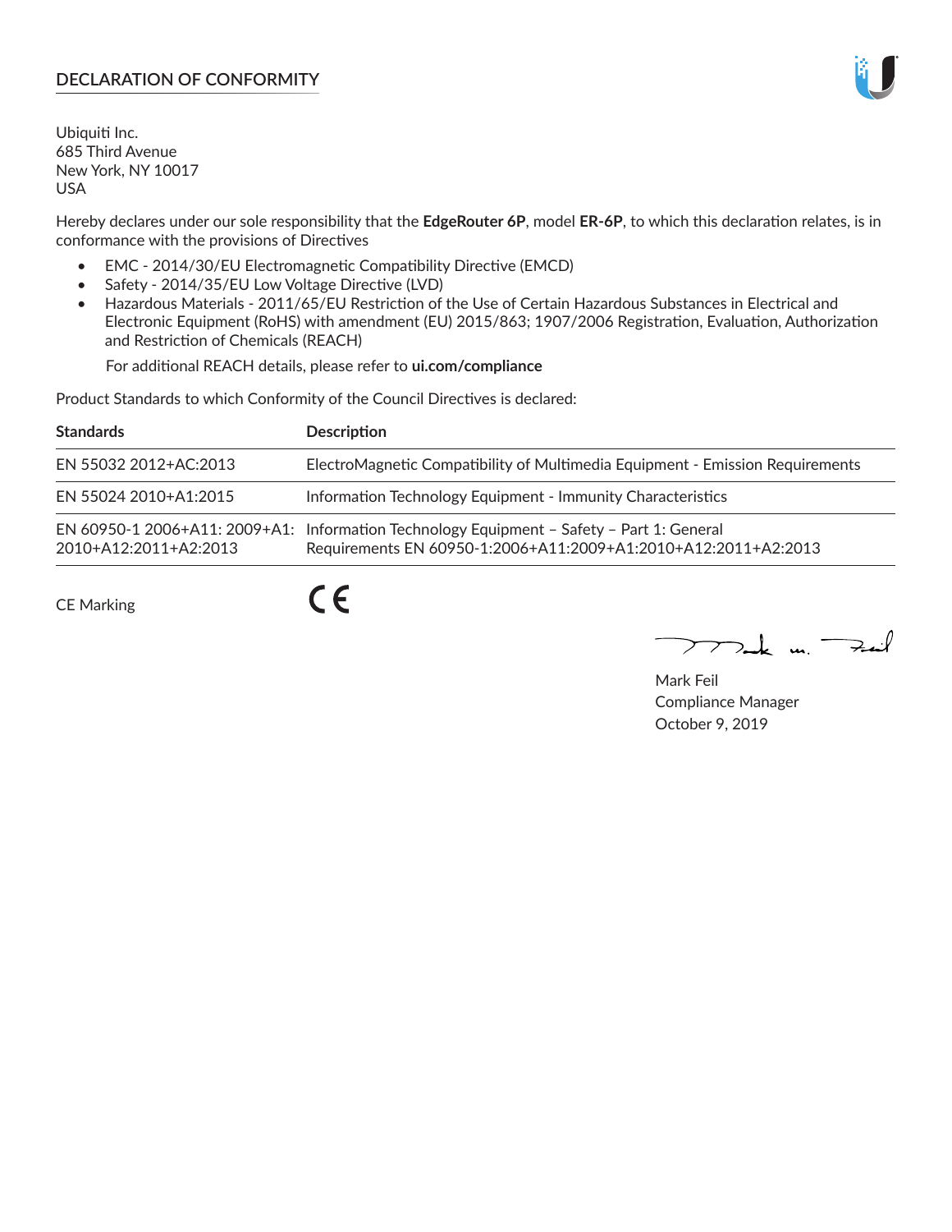## DECLARATION OF CONFORMITY

Ubiquiti Inc.
685 Third Avenue
New York, NY 10017
USA

Hereby declares under our sole responsibility that the **EdgeRouter 6P**, model **ER-6P**, to which this declaration relates, is in conformance with the provisions of Directives

- EMC - 2014/30/EU Electromagnetic Compatibility Directive (EMCD)
- Safety - 2014/35/EU Low Voltage Directive (LVD)
- Hazardous Materials - 2011/65/EU Restriction of the Use of Certain Hazardous Substances in Electrical and Electronic Equipment (RoHS) with amendment (EU) 2015/863; 1907/2006 Registration, Evaluation, Authorization and Restriction of Chemicals (REACH)

  For additional REACH details, please refer to **ui.com/compliance**

Product Standards to which Conformity of the Council Directives is declared:

| Standards | Description |
|---|---|
| EN 55032 2012+AC:2013 | ElectroMagnetic Compatibility of Multimedia Equipment - Emission Requirements |
| EN 55024 2010+A1:2015 | Information Technology Equipment - Immunity Characteristics |
| EN 60950-1 2006+A11: 2009+A1: 2010+A12:2011+A2:2013 | Information Technology Equipment – Safety – Part 1: General Requirements EN 60950-1:2006+A11:2009+A1:2010+A12:2011+A2:2013 |

CE Marking CE

Mark Feil
Compliance Manager
October 9, 2019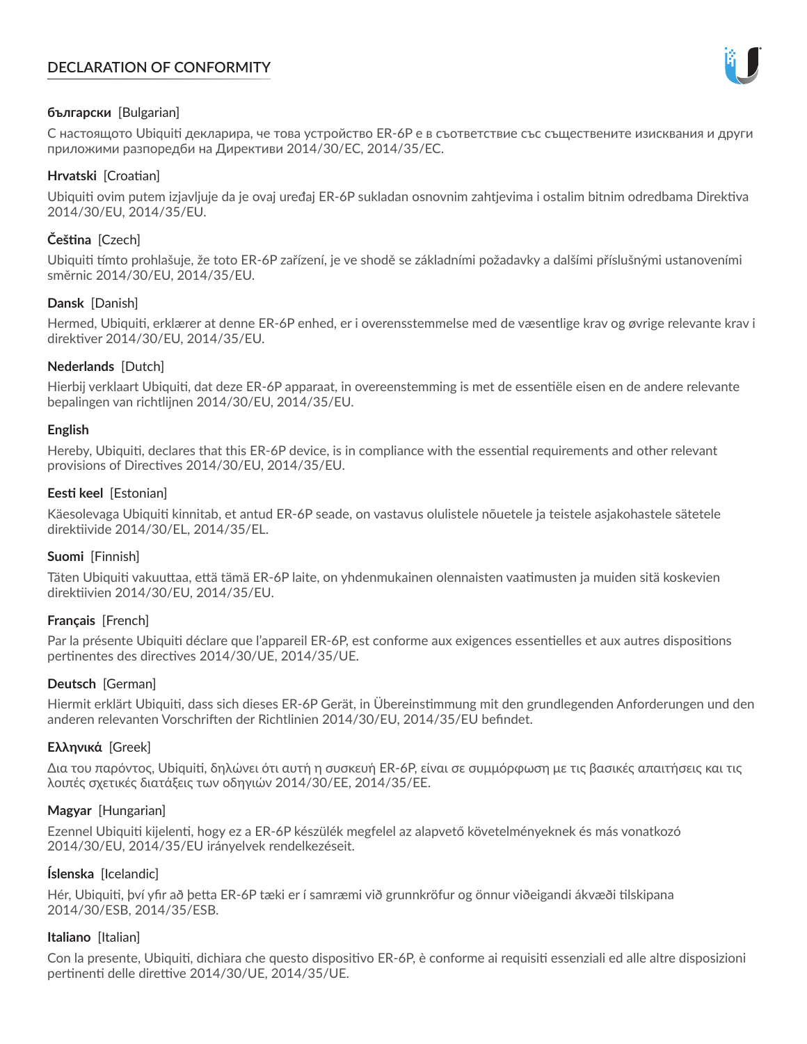# DECLARATION OF CONFORMITY

**български** [Bulgarian]

С настоящото Ubiquiti декларира, че това устройство ER-6P е в съответствие със съществените изисквания и други приложими разпоредби на Директиви 2014/30/ЕС, 2014/35/ЕС.

**Hrvatski** [Croatian]

Ubiquiti ovim putem izjavljuje da je ovaj uređaj ER-6P sukladan osnovnim zahtjevima i ostalim bitnim odredbama Direktiva 2014/30/EU, 2014/35/EU.

**Čeština** [Czech]

Ubiquiti tímto prohlašuje, že toto ER-6P zařízení, je ve shodě se základními požadavky a dalšími příslušnými ustanoveními směrnic 2014/30/EU, 2014/35/EU.

**Dansk** [Danish]

Hermed, Ubiquiti, erklærer at denne ER-6P enhed, er i overensstemmelse med de væsentlige krav og øvrige relevante krav i direktiver 2014/30/EU, 2014/35/EU.

**Nederlands** [Dutch]

Hierbij verklaart Ubiquiti, dat deze ER-6P apparaat, in overeenstemming is met de essentiële eisen en de andere relevante bepalingen van richtlijnen 2014/30/EU, 2014/35/EU.

**English**

Hereby, Ubiquiti, declares that this ER-6P device, is in compliance with the essential requirements and other relevant provisions of Directives 2014/30/EU, 2014/35/EU.

**Eesti keel** [Estonian]

Käesolevaga Ubiquiti kinnitab, et antud ER-6P seade, on vastavus olulistele nõuetele ja teistele asjakohastele sätetele direktiivide 2014/30/EL, 2014/35/EL.

**Suomi** [Finnish]

Täten Ubiquiti vakuuttaa, että tämä ER-6P laite, on yhdenmukainen olennaisten vaatimusten ja muiden sitä koskevien direktiivien 2014/30/EU, 2014/35/EU.

**Français** [French]

Par la présente Ubiquiti déclare que l'appareil ER-6P, est conforme aux exigences essentielles et aux autres dispositions pertinentes des directives 2014/30/UE, 2014/35/UE.

**Deutsch** [German]

Hiermit erklärt Ubiquiti, dass sich dieses ER-6P Gerät, in Übereinstimmung mit den grundlegenden Anforderungen und den anderen relevanten Vorschriften der Richtlinien 2014/30/EU, 2014/35/EU befindet.

**Ελληνικά** [Greek]

Δια του παρόντος, Ubiquiti, δηλώνει ότι αυτή η συσκευή ER-6P, είναι σε συμμόρφωση με τις βασικές απαιτήσεις και τις λοιπές σχετικές διατάξεις των οδηγιών 2014/30/EE, 2014/35/EE.

**Magyar** [Hungarian]

Ezennel Ubiquiti kijelenti, hogy ez a ER-6P készülék megfelel az alapvető követelményeknek és más vonatkozó 2014/30/EU, 2014/35/EU irányelvek rendelkezéseit.

**Íslenska** [Icelandic]

Hér, Ubiquiti, því yfir að þetta ER-6P tæki er í samræmi við grunnkröfur og önnur viðeigandi ákvæði tilskipana 2014/30/ESB, 2014/35/ESB.

**Italiano** [Italian]

Con la presente, Ubiquiti, dichiara che questo dispositivo ER-6P, è conforme ai requisiti essenziali ed alle altre disposizioni pertinenti delle direttive 2014/30/UE, 2014/35/UE.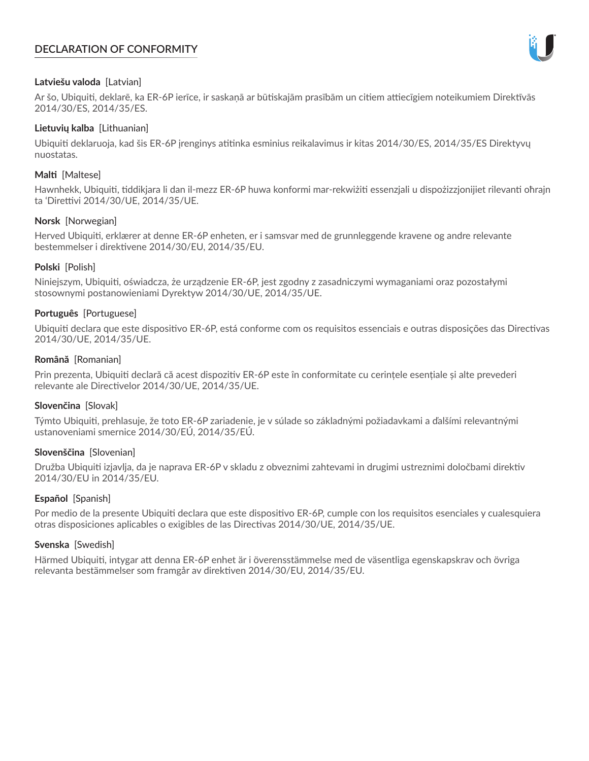# DECLARATION OF CONFORMITY

**Latviešu valoda** [Latvian]

Ar šo, Ubiquiti, deklarē, ka ER-6P ierīce, ir saskaņā ar būtiskajām prasībām un citiem attiecīgiem noteikumiem Direktīvās 2014/30/ES, 2014/35/ES.

**Lietuvių kalba** [Lithuanian]

Ubiquiti deklaruoja, kad šis ER-6P įrenginys atitinka esminius reikalavimus ir kitas 2014/30/ES, 2014/35/ES Direktyvų nuostatas.

**Malti** [Maltese]

Hawnhekk, Ubiquiti, tiddikjara li dan il-mezz ER-6P huwa konformi mar-rekwiżiti essenzjali u dispożizzjonijiet rilevanti oħrajn ta 'Direttivi 2014/30/UE, 2014/35/UE.

**Norsk** [Norwegian]

Herved Ubiquiti, erklærer at denne ER-6P enheten, er i samsvar med de grunnleggende kravene og andre relevante bestemmelser i direktivene 2014/30/EU, 2014/35/EU.

**Polski** [Polish]

Niniejszym, Ubiquiti, oświadcza, że urządzenie ER-6P, jest zgodny z zasadniczymi wymaganiami oraz pozostałymi stosownymi postanowieniami Dyrektyw 2014/30/UE, 2014/35/UE.

**Português** [Portuguese]

Ubiquiti declara que este dispositivo ER-6P, está conforme com os requisitos essenciais e outras disposições das Directivas 2014/30/UE, 2014/35/UE.

**Română** [Romanian]

Prin prezenta, Ubiquiti declară că acest dispozitiv ER-6P este în conformitate cu cerințele esențiale și alte prevederi relevante ale Directivelor 2014/30/UE, 2014/35/UE.

**Slovenčina** [Slovak]

Týmto Ubiquiti, prehlasuje, že toto ER-6P zariadenie, je v súlade so základnými požiadavkami a ďalšími relevantnými ustanoveniami smernice 2014/30/EÚ, 2014/35/EÚ.

**Slovenščina** [Slovenian]

Družba Ubiquiti izjavlja, da je naprava ER-6P v skladu z obveznimi zahtevami in drugimi ustreznimi določbami direktiv 2014/30/EU in 2014/35/EU.

**Español** [Spanish]

Por medio de la presente Ubiquiti declara que este dispositivo ER-6P, cumple con los requisitos esenciales y cualesquiera otras disposiciones aplicables o exigibles de las Directivas 2014/30/UE, 2014/35/UE.

**Svenska** [Swedish]

Härmed Ubiquiti, intygar att denna ER-6P enhet är i överensstämmelse med de väsentliga egenskapskrav och övriga relevanta bestämmelser som framgår av direktiven 2014/30/EU, 2014/35/EU.